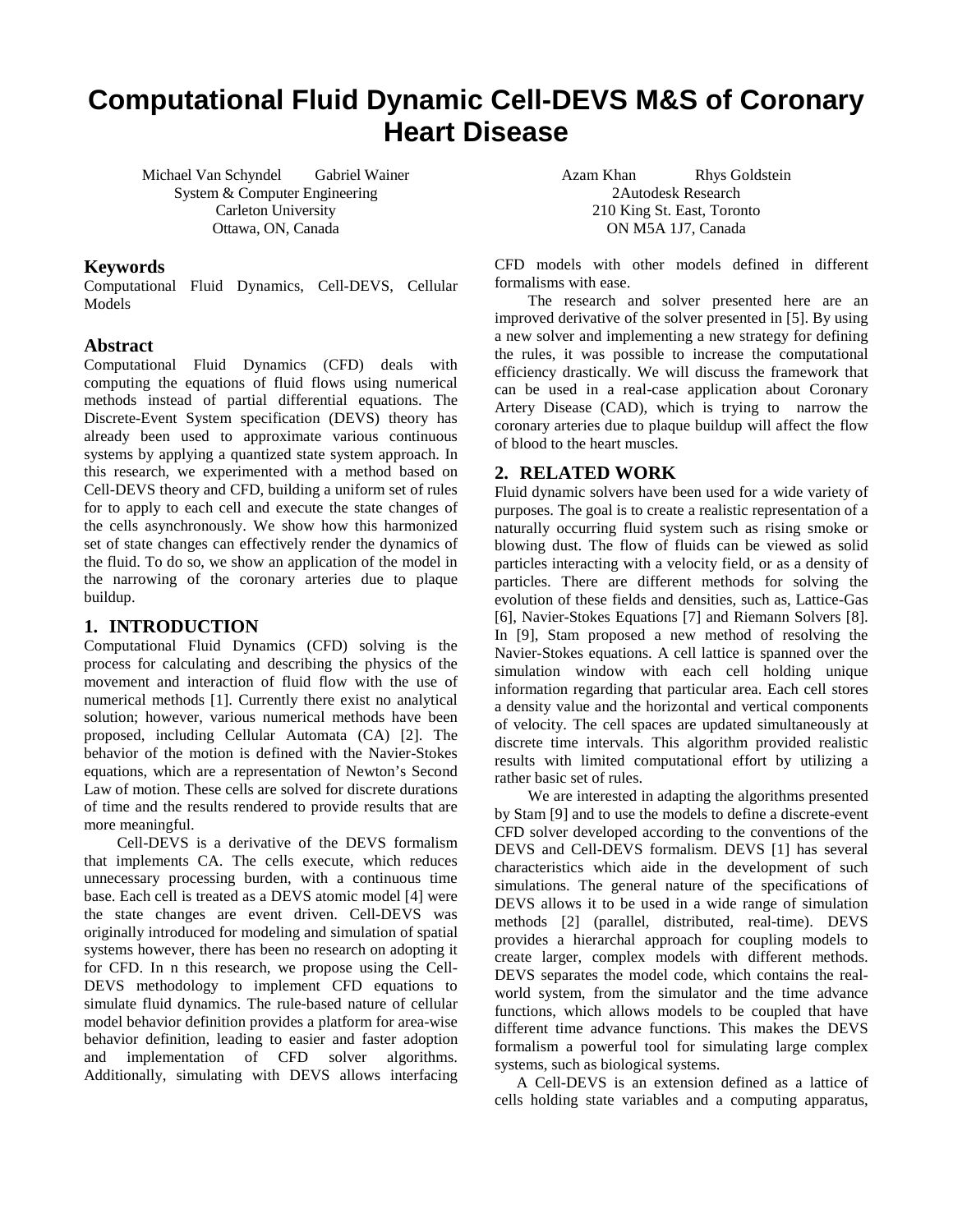# Computational Fluid Dynamic Cell-DEVS M&S of Coronary Heart Disease

Michael Van Schyndel Gabriel Wainer
System & Computer Engineering
Carleton University
Ottawa, ON, Canada

Azam Khan Rhys Goldstein
2Autodesk Research
210 King St. East, Toronto
ON M5A 1J7, Canada

## Keywords

Computational Fluid Dynamics, Cell-DEVS, Cellular Models

## Abstract

Computational Fluid Dynamics (CFD) deals with computing the equations of fluid flows using numerical methods instead of partial differential equations. The Discrete-Event System specification (DEVS) theory has already been used to approximate various continuous systems by applying a quantized state system approach. In this research, we experimented with a method based on Cell-DEVS theory and CFD, building a uniform set of rules for to apply to each cell and execute the state changes of the cells asynchronously. We show how this harmonized set of state changes can effectively render the dynamics of the fluid. To do so, we show an application of the model in the narrowing of the coronary arteries due to plaque buildup.

## 1. INTRODUCTION

Computational Fluid Dynamics (CFD) solving is the process for calculating and describing the physics of the movement and interaction of fluid flow with the use of numerical methods [1]. Currently there exist no analytical solution; however, various numerical methods have been proposed, including Cellular Automata (CA) [2]. The behavior of the motion is defined with the Navier-Stokes equations, which are a representation of Newton's Second Law of motion. These cells are solved for discrete durations of time and the results rendered to provide results that are more meaningful.

Cell-DEVS is a derivative of the DEVS formalism that implements CA. The cells execute, which reduces unnecessary processing burden, with a continuous time base. Each cell is treated as a DEVS atomic model [4] were the state changes are event driven. Cell-DEVS was originally introduced for modeling and simulation of spatial systems however, there has been no research on adopting it for CFD. In n this research, we propose using the Cell-DEVS methodology to implement CFD equations to simulate fluid dynamics. The rule-based nature of cellular model behavior definition provides a platform for area-wise behavior definition, leading to easier and faster adoption and implementation of CFD solver algorithms. Additionally, simulating with DEVS allows interfacing CFD models with other models defined in different formalisms with ease.

The research and solver presented here are an improved derivative of the solver presented in [5]. By using a new solver and implementing a new strategy for defining the rules, it was possible to increase the computational efficiency drastically. We will discuss the framework that can be used in a real-case application about Coronary Artery Disease (CAD), which is trying to narrow the coronary arteries due to plaque buildup will affect the flow of blood to the heart muscles.

## 2. RELATED WORK

Fluid dynamic solvers have been used for a wide variety of purposes. The goal is to create a realistic representation of a naturally occurring fluid system such as rising smoke or blowing dust. The flow of fluids can be viewed as solid particles interacting with a velocity field, or as a density of particles. There are different methods for solving the evolution of these fields and densities, such as, Lattice-Gas [6], Navier-Stokes Equations [7] and Riemann Solvers [8]. In [9], Stam proposed a new method of resolving the Navier-Stokes equations. A cell lattice is spanned over the simulation window with each cell holding unique information regarding that particular area. Each cell stores a density value and the horizontal and vertical components of velocity. The cell spaces are updated simultaneously at discrete time intervals. This algorithm provided realistic results with limited computational effort by utilizing a rather basic set of rules.

We are interested in adapting the algorithms presented by Stam [9] and to use the models to define a discrete-event CFD solver developed according to the conventions of the DEVS and Cell-DEVS formalism. DEVS [1] has several characteristics which aide in the development of such simulations. The general nature of the specifications of DEVS allows it to be used in a wide range of simulation methods [2] (parallel, distributed, real-time). DEVS provides a hierarchal approach for coupling models to create larger, complex models with different methods. DEVS separates the model code, which contains the real-world system, from the simulator and the time advance functions, which allows models to be coupled that have different time advance functions. This makes the DEVS formalism a powerful tool for simulating large complex systems, such as biological systems.

A Cell-DEVS is an extension defined as a lattice of cells holding state variables and a computing apparatus,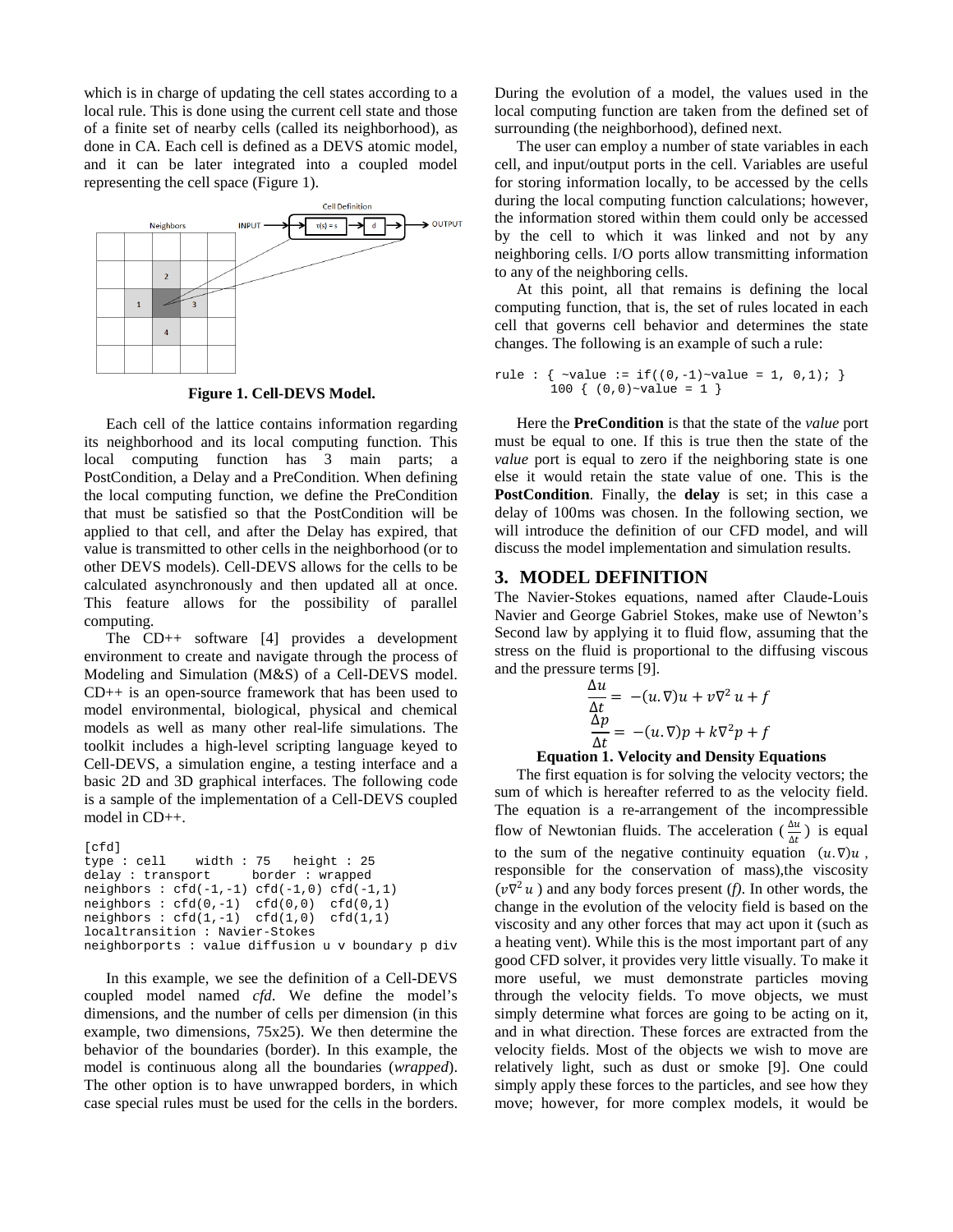which is in charge of updating the cell states according to a local rule. This is done using the current cell state and those of a finite set of nearby cells (called its neighborhood), as done in CA. Each cell is defined as a DEVS atomic model, and it can be later integrated into a coupled model representing the cell space (Figure 1).

**Figure 1. Cell-DEVS Model.**

Each cell of the lattice contains information regarding its neighborhood and its local computing function. This local computing function has 3 main parts; a PostCondition, a Delay and a PreCondition. When defining the local computing function, we define the PreCondition that must be satisfied so that the PostCondition will be applied to that cell, and after the Delay has expired, that value is transmitted to other cells in the neighborhood (or to other DEVS models). Cell-DEVS allows for the cells to be calculated asynchronously and then updated all at once. This feature allows for the possibility of parallel computing.

The CD++ software [4] provides a development environment to create and navigate through the process of Modeling and Simulation (M&S) of a Cell-DEVS model. CD++ is an open-source framework that has been used to model environmental, biological, physical and chemical models as well as many other real-life simulations. The toolkit includes a high-level scripting language keyed to Cell-DEVS, a simulation engine, a testing interface and a basic 2D and 3D graphical interfaces. The following code is a sample of the implementation of a Cell-DEVS coupled model in CD++.

```
[cfd]
type : cell    width : 75   height : 25
delay : transport      border : wrapped
neighbors : cfd(-1,-1) cfd(-1,0) cfd(-1,1)
neighbors : cfd(0,-1)  cfd(0,0)  cfd(0,1)
neighbors : cfd(1,-1)  cfd(1,0)  cfd(1,1)
localtransition : Navier-Stokes
neighborports : value diffusion u v boundary p div
```

In this example, we see the definition of a Cell-DEVS coupled model named *cfd*. We define the model's dimensions, and the number of cells per dimension (in this example, two dimensions, 75x25). We then determine the behavior of the boundaries (border). In this example, the model is continuous along all the boundaries (*wrapped*). The other option is to have unwrapped borders, in which case special rules must be used for the cells in the borders.

During the evolution of a model, the values used in the local computing function are taken from the defined set of surrounding (the neighborhood), defined next.

The user can employ a number of state variables in each cell, and input/output ports in the cell. Variables are useful for storing information locally, to be accessed by the cells during the local computing function calculations; however, the information stored within them could only be accessed by the cell to which it was linked and not by any neighboring cells. I/O ports allow transmitting information to any of the neighboring cells.

At this point, all that remains is defining the local computing function, that is, the set of rules located in each cell that governs cell behavior and determines the state changes. The following is an example of such a rule:

```
rule : { ~value := if((0,-1)~value = 1, 0,1); }
       100 { (0,0)~value = 1 }
```

Here the **PreCondition** is that the state of the *value* port must be equal to one. If this is true then the state of the *value* port is equal to zero if the neighboring state is one else it would retain the state value of one. This is the **PostCondition**. Finally, the **delay** is set; in this case a delay of 100ms was chosen. In the following section, we will introduce the definition of our CFD model, and will discuss the model implementation and simulation results.

## 3. MODEL DEFINITION

The Navier-Stokes equations, named after Claude-Louis Navier and George Gabriel Stokes, make use of Newton's Second law by applying it to fluid flow, assuming that the stress on the fluid is proportional to the diffusing viscous and the pressure terms [9].

$$\frac{\Delta u}{\Delta t} = -(u.\nabla)u + v\nabla^2 u + f$$
$$\frac{\Delta p}{\Delta t} = -(u.\nabla)p + k\nabla^2 p + f$$

**Equation 1. Velocity and Density Equations**

The first equation is for solving the velocity vectors; the sum of which is hereafter referred to as the velocity field. The equation is a re-arrangement of the incompressible flow of Newtonian fluids. The acceleration ($\frac{\Delta u}{\Delta t}$) is equal to the sum of the negative continuity equation $(u.\nabla)u$, responsible for the conservation of mass),the viscosity ($v\nabla^2 u$) and any body forces present (*f*). In other words, the change in the evolution of the velocity field is based on the viscosity and any other forces that may act upon it (such as a heating vent). While this is the most important part of any good CFD solver, it provides very little visually. To make it more useful, we must demonstrate particles moving through the velocity fields. To move objects, we must simply determine what forces are going to be acting on it, and in what direction. These forces are extracted from the velocity fields. Most of the objects we wish to move are relatively light, such as dust or smoke [9]. One could simply apply these forces to the particles, and see how they move; however, for more complex models, it would be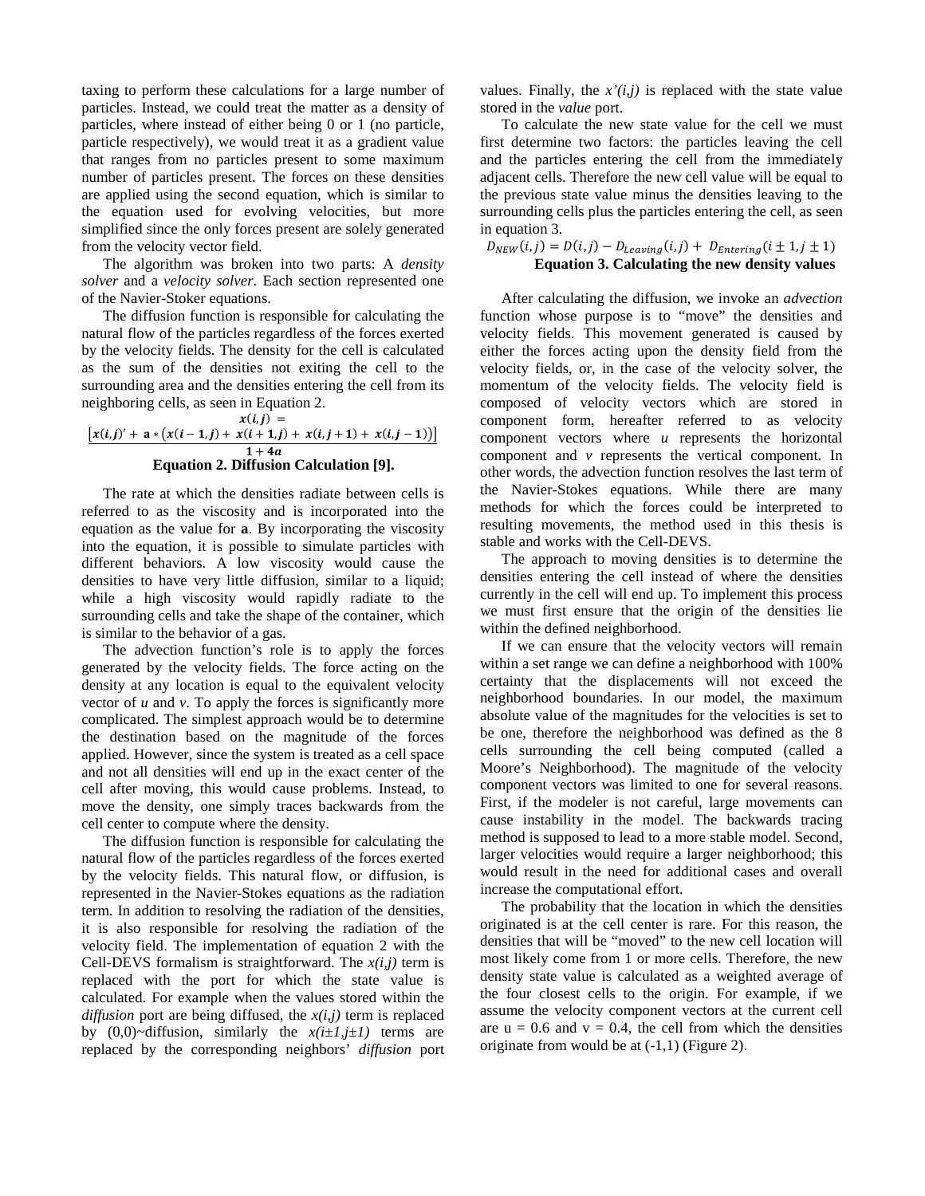taxing to perform these calculations for a large number of particles. Instead, we could treat the matter as a density of particles, where instead of either being 0 or 1 (no particle, particle respectively), we would treat it as a gradient value that ranges from no particles present to some maximum number of particles present. The forces on these densities are applied using the second equation, which is similar to the equation used for evolving velocities, but more simplified since the only forces present are solely generated from the velocity vector field.

The algorithm was broken into two parts: A *density solver* and a *velocity solver*. Each section represented one of the Navier-Stoker equations.

The diffusion function is responsible for calculating the natural flow of the particles regardless of the forces exerted by the velocity fields. The density for the cell is calculated as the sum of the densities not exiting the cell to the surrounding area and the densities entering the cell from its neighboring cells, as seen in Equation 2.

$$\boldsymbol{x(i,j)} = \frac{\left[\boldsymbol{x(i,j)' + \mathbf{a} * \left(x(i-1,j) + x(i+1,j) + x(i,j+1) + x(i,j-1)\right)}\right]}{\boldsymbol{1+4a}}$$

**Equation 2. Diffusion Calculation [9].**

The rate at which the densities radiate between cells is referred to as the viscosity and is incorporated into the equation as the value for **a**. By incorporating the viscosity into the equation, it is possible to simulate particles with different behaviors. A low viscosity would cause the densities to have very little diffusion, similar to a liquid; while a high viscosity would rapidly radiate to the surrounding cells and take the shape of the container, which is similar to the behavior of a gas.

The advection function's role is to apply the forces generated by the velocity fields. The force acting on the density at any location is equal to the equivalent velocity vector of *u* and *v*. To apply the forces is significantly more complicated. The simplest approach would be to determine the destination based on the magnitude of the forces applied. However, since the system is treated as a cell space and not all densities will end up in the exact center of the cell after moving, this would cause problems. Instead, to move the density, one simply traces backwards from the cell center to compute where the density.

The diffusion function is responsible for calculating the natural flow of the particles regardless of the forces exerted by the velocity fields. This natural flow, or diffusion, is represented in the Navier-Stokes equations as the radiation term. In addition to resolving the radiation of the densities, it is also responsible for resolving the radiation of the velocity field. The implementation of equation 2 with the Cell-DEVS formalism is straightforward. The *x(i,j)* term is replaced with the port for which the state value is calculated. For example when the values stored within the *diffusion* port are being diffused, the *x(i,j)* term is replaced by (0,0)~diffusion, similarly the *x(i±1,j±1)* terms are replaced by the corresponding neighbors' *diffusion* port values. Finally, the *x'(i,j)* is replaced with the state value stored in the *value* port.

To calculate the new state value for the cell we must first determine two factors: the particles leaving the cell and the particles entering the cell from the immediately adjacent cells. Therefore the new cell value will be equal to the previous state value minus the densities leaving to the surrounding cells plus the particles entering the cell, as seen in equation 3.

$$D_{NEW}(i,j) = D(i,j) - D_{Leaving}(i,j) + D_{Entering}(i \pm 1, j \pm 1)$$

**Equation 3. Calculating the new density values**

After calculating the diffusion, we invoke an *advection* function whose purpose is to "move" the densities and velocity fields. This movement generated is caused by either the forces acting upon the density field from the velocity fields, or, in the case of the velocity solver, the momentum of the velocity fields. The velocity field is composed of velocity vectors which are stored in component form, hereafter referred to as velocity component vectors where *u* represents the horizontal component and *v* represents the vertical component. In other words, the advection function resolves the last term of the Navier-Stokes equations. While there are many methods for which the forces could be interpreted to resulting movements, the method used in this thesis is stable and works with the Cell-DEVS.

The approach to moving densities is to determine the densities entering the cell instead of where the densities currently in the cell will end up. To implement this process we must first ensure that the origin of the densities lie within the defined neighborhood.

If we can ensure that the velocity vectors will remain within a set range we can define a neighborhood with 100% certainty that the displacements will not exceed the neighborhood boundaries. In our model, the maximum absolute value of the magnitudes for the velocities is set to be one, therefore the neighborhood was defined as the 8 cells surrounding the cell being computed (called a Moore's Neighborhood). The magnitude of the velocity component vectors was limited to one for several reasons. First, if the modeler is not careful, large movements can cause instability in the model. The backwards tracing method is supposed to lead to a more stable model. Second, larger velocities would require a larger neighborhood; this would result in the need for additional cases and overall increase the computational effort.

The probability that the location in which the densities originated is at the cell center is rare. For this reason, the densities that will be "moved" to the new cell location will most likely come from 1 or more cells. Therefore, the new density state value is calculated as a weighted average of the four closest cells to the origin. For example, if we assume the velocity component vectors at the current cell are u = 0.6 and v = 0.4, the cell from which the densities originate from would be at (-1,1) (Figure 2).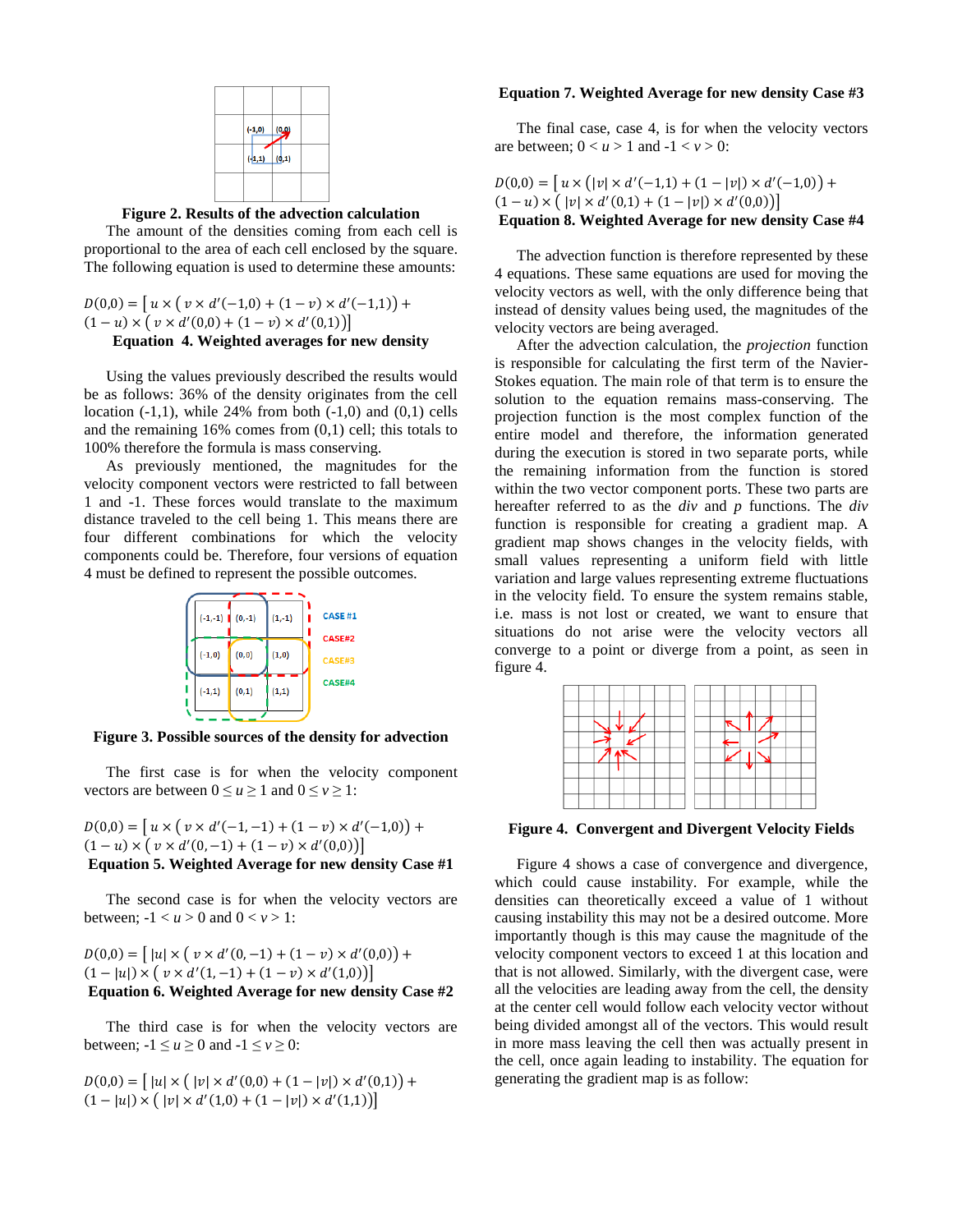**Figure 2. Results of the advection calculation**

The amount of the densities coming from each cell is proportional to the area of each cell enclosed by the square. The following equation is used to determine these amounts:

$$D(0,0) = \left[\, u \times \left( v \times d'(-1,0) + (1 - v) \times d'(-1,1) \right) + (1 - u) \times \left( v \times d'(0,0) + (1 - v) \times d'(0,1) \right) \right]$$

**Equation 4. Weighted averages for new density**

Using the values previously described the results would be as follows: 36% of the density originates from the cell location (-1,1), while 24% from both (-1,0) and (0,1) cells and the remaining 16% comes from (0,1) cell; this totals to 100% therefore the formula is mass conserving.

As previously mentioned, the magnitudes for the velocity component vectors were restricted to fall between 1 and -1. These forces would translate to the maximum distance traveled to the cell being 1. This means there are four different combinations for which the velocity components could be. Therefore, four versions of equation 4 must be defined to represent the possible outcomes.

**Figure 3. Possible sources of the density for advection**

The first case is for when the velocity component vectors are between $0 \leq u \geq 1$ and $0 \leq v \geq 1$:

$$D(0,0) = \left[\, u \times \left( v \times d'(-1,-1) + (1 - v) \times d'(-1,0) \right) + (1 - u) \times \left( v \times d'(0,-1) + (1 - v) \times d'(0,0) \right) \right]$$

**Equation 5. Weighted Average for new density Case #1**

The second case is for when the velocity vectors are between; $-1 < u > 0$ and $0 < v > 1$:

$$D(0,0) = \left[\, |u| \times \left( v \times d'(0,-1) + (1 - v) \times d'(0,0) \right) + (1 - |u|) \times \left( v \times d'(1,-1) + (1 - v) \times d'(1,0) \right) \right]$$

**Equation 6. Weighted Average for new density Case #2**

The third case is for when the velocity vectors are between; $-1 \leq u \geq 0$ and $-1 \leq v \geq 0$:

$$D(0,0) = \left[\, |u| \times \left( |v| \times d'(0,0) + (1 - |v|) \times d'(0,1) \right) + (1 - |u|) \times \left( |v| \times d'(1,0) + (1 - |v|) \times d'(1,1) \right) \right]$$

**Equation 7. Weighted Average for new density Case #3**

The final case, case 4, is for when the velocity vectors are between; $0 < u > 1$ and $-1 < v > 0$:

$$D(0,0) = \left[\, u \times \left( |v| \times d'(-1,1) + (1 - |v|) \times d'(-1,0) \right) + (1 - u) \times \left( |v| \times d'(0,1) + (1 - |v|) \times d'(0,0) \right) \right]$$

**Equation 8. Weighted Average for new density Case #4**

The advection function is therefore represented by these 4 equations. These same equations are used for moving the velocity vectors as well, with the only difference being that instead of density values being used, the magnitudes of the velocity vectors are being averaged.

After the advection calculation, the *projection* function is responsible for calculating the first term of the Navier-Stokes equation. The main role of that term is to ensure the solution to the equation remains mass-conserving. The projection function is the most complex function of the entire model and therefore, the information generated during the execution is stored in two separate ports, while the remaining information from the function is stored within the two vector component ports. These two parts are hereafter referred to as the *div* and *p* functions. The *div* function is responsible for creating a gradient map. A gradient map shows changes in the velocity fields, with small values representing a uniform field with little variation and large values representing extreme fluctuations in the velocity field. To ensure the system remains stable, i.e. mass is not lost or created, we want to ensure that situations do not arise were the velocity vectors all converge to a point or diverge from a point, as seen in figure 4.

**Figure 4. Convergent and Divergent Velocity Fields**

Figure 4 shows a case of convergence and divergence, which could cause instability. For example, while the densities can theoretically exceed a value of 1 without causing instability this may not be a desired outcome. More importantly though is this may cause the magnitude of the velocity component vectors to exceed 1 at this location and that is not allowed. Similarly, with the divergent case, were all the velocities are leading away from the cell, the density at the center cell would follow each velocity vector without being divided amongst all of the vectors. This would result in more mass leaving the cell then was actually present in the cell, once again leading to instability. The equation for generating the gradient map is as follow: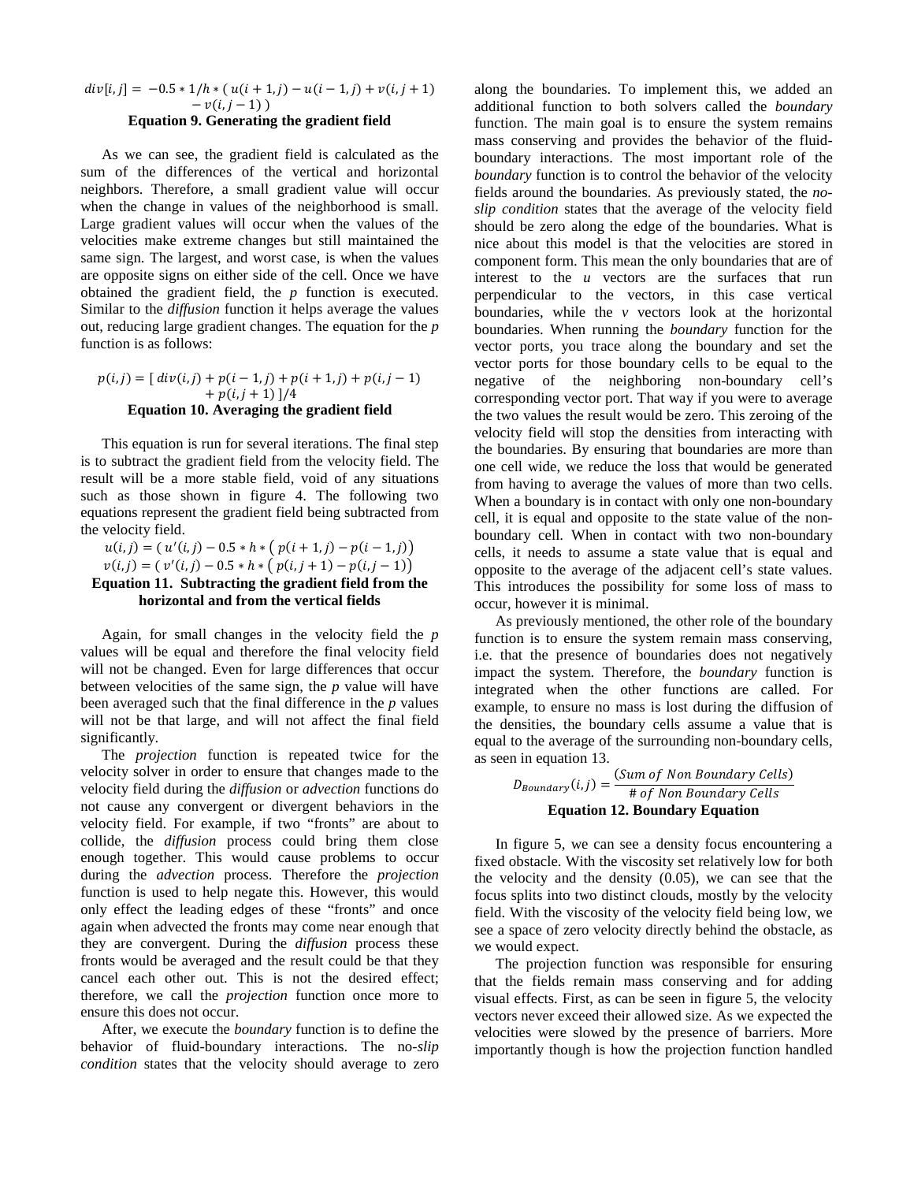$$div[i,j] = -0.5 * 1/h * (\,u(i+1,j) - u(i-1,j) + v(i,j+1) - v(i,j-1)\,)$$

**Equation 9. Generating the gradient field**

As we can see, the gradient field is calculated as the sum of the differences of the vertical and horizontal neighbors. Therefore, a small gradient value will occur when the change in values of the neighborhood is small. Large gradient values will occur when the values of the velocities make extreme changes but still maintained the same sign. The largest, and worst case, is when the values are opposite signs on either side of the cell. Once we have obtained the gradient field, the *p* function is executed. Similar to the *diffusion* function it helps average the values out, reducing large gradient changes. The equation for the *p* function is as follows:

$$p(i,j) = [\,div(i,j) + p(i-1,j) + p(i+1,j) + p(i,j-1) + p(i,j+1)\,]/4$$

**Equation 10. Averaging the gradient field**

This equation is run for several iterations. The final step is to subtract the gradient field from the velocity field. The result will be a more stable field, void of any situations such as those shown in figure 4. The following two equations represent the gradient field being subtracted from the velocity field.

$$u(i,j) = (\,u'(i,j) - 0.5 * h * \left(\,p(i+1,j) - p(i-1,j)\right)$$
$$v(i,j) = (\,v'(i,j) - 0.5 * h * \left(\,p(i,j+1) - p(i,j-1)\right)$$

**Equation 11. Subtracting the gradient field from the horizontal and from the vertical fields**

Again, for small changes in the velocity field the *p* values will be equal and therefore the final velocity field will not be changed. Even for large differences that occur between velocities of the same sign, the *p* value will have been averaged such that the final difference in the *p* values will not be that large, and will not affect the final field significantly.

The *projection* function is repeated twice for the velocity solver in order to ensure that changes made to the velocity field during the *diffusion* or *advection* functions do not cause any convergent or divergent behaviors in the velocity field. For example, if two "fronts" are about to collide, the *diffusion* process could bring them close enough together. This would cause problems to occur during the *advection* process. Therefore the *projection* function is used to help negate this. However, this would only effect the leading edges of these "fronts" and once again when advected the fronts may come near enough that they are convergent. During the *diffusion* process these fronts would be averaged and the result could be that they cancel each other out. This is not the desired effect; therefore, we call the *projection* function once more to ensure this does not occur.

After, we execute the *boundary* function is to define the behavior of fluid-boundary interactions. The *no-slip condition* states that the velocity should average to zero along the boundaries. To implement this, we added an additional function to both solvers called the *boundary* function. The main goal is to ensure the system remains mass conserving and provides the behavior of the fluid-boundary interactions. The most important role of the *boundary* function is to control the behavior of the velocity fields around the boundaries. As previously stated, the *no-slip condition* states that the average of the velocity field should be zero along the edge of the boundaries. What is nice about this model is that the velocities are stored in component form. This mean the only boundaries that are of interest to the *u* vectors are the surfaces that run perpendicular to the vectors, in this case vertical boundaries, while the *v* vectors look at the horizontal boundaries. When running the *boundary* function for the vector ports, you trace along the boundary and set the vector ports for those boundary cells to be equal to the negative of the neighboring non-boundary cell's corresponding vector port. That way if you were to average the two values the result would be zero. This zeroing of the velocity field will stop the densities from interacting with the boundaries. By ensuring that boundaries are more than one cell wide, we reduce the loss that would be generated from having to average the values of more than two cells. When a boundary is in contact with only one non-boundary cell, it is equal and opposite to the state value of the non-boundary cell. When in contact with two non-boundary cells, it needs to assume a state value that is equal and opposite to the average of the adjacent cell's state values. This introduces the possibility for some loss of mass to occur, however it is minimal.

As previously mentioned, the other role of the boundary function is to ensure the system remain mass conserving, i.e. that the presence of boundaries does not negatively impact the system. Therefore, the *boundary* function is integrated when the other functions are called. For example, to ensure no mass is lost during the diffusion of the densities, the boundary cells assume a value that is equal to the average of the surrounding non-boundary cells, as seen in equation 13.

$$D_{Boundary}(i,j) = \frac{(Sum\ of\ Non\ Boundary\ Cells)}{\#\ of\ Non\ Boundary\ Cells}$$

**Equation 12. Boundary Equation**

In figure 5, we can see a density focus encountering a fixed obstacle. With the viscosity set relatively low for both the velocity and the density (0.05), we can see that the focus splits into two distinct clouds, mostly by the velocity field. With the viscosity of the velocity field being low, we see a space of zero velocity directly behind the obstacle, as we would expect.

The projection function was responsible for ensuring that the fields remain mass conserving and for adding visual effects. First, as can be seen in figure 5, the velocity vectors never exceed their allowed size. As we expected the velocities were slowed by the presence of barriers. More importantly though is how the projection function handled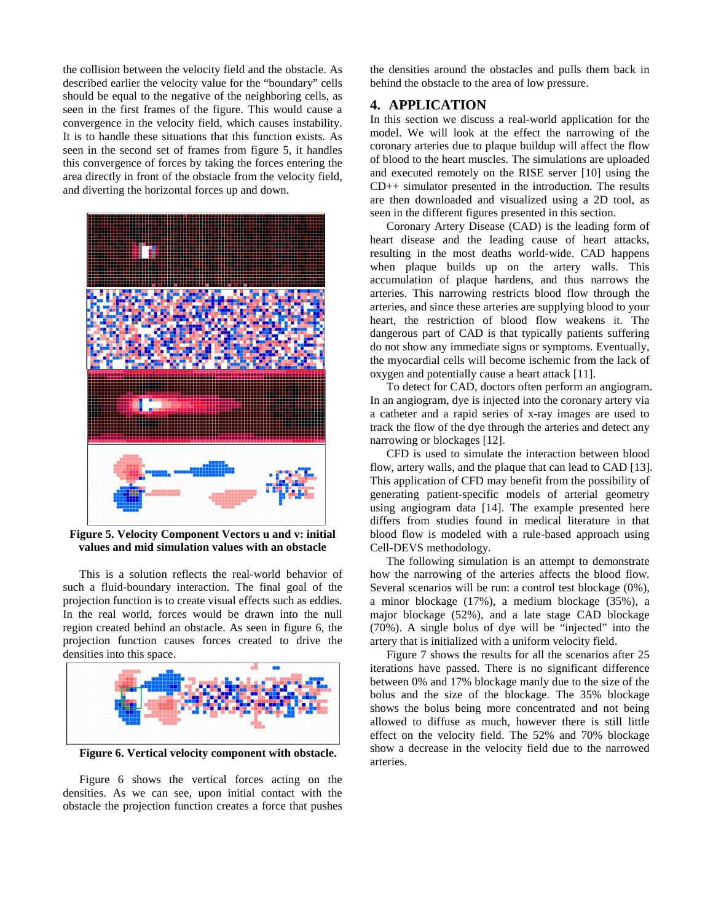the collision between the velocity field and the obstacle. As described earlier the velocity value for the "boundary" cells should be equal to the negative of the neighboring cells, as seen in the first frames of the figure. This would cause a convergence in the velocity field, which causes instability. It is to handle these situations that this function exists. As seen in the second set of frames from figure 5, it handles this convergence of forces by taking the forces entering the area directly in front of the obstacle from the velocity field, and diverting the horizontal forces up and down.

**Figure 5. Velocity Component Vectors u and v: initial values and mid simulation values with an obstacle**

This is a solution reflects the real-world behavior of such a fluid-boundary interaction. The final goal of the projection function is to create visual effects such as eddies. In the real world, forces would be drawn into the null region created behind an obstacle. As seen in figure 6, the projection function causes forces created to drive the densities into this space.

**Figure 6. Vertical velocity component with obstacle.**

Figure 6 shows the vertical forces acting on the densities. As we can see, upon initial contact with the obstacle the projection function creates a force that pushes the densities around the obstacles and pulls them back in behind the obstacle to the area of low pressure.

## 4. APPLICATION

In this section we discuss a real-world application for the model. We will look at the effect the narrowing of the coronary arteries due to plaque buildup will affect the flow of blood to the heart muscles. The simulations are uploaded and executed remotely on the RISE server [10] using the CD++ simulator presented in the introduction. The results are then downloaded and visualized using a 2D tool, as seen in the different figures presented in this section.

Coronary Artery Disease (CAD) is the leading form of heart disease and the leading cause of heart attacks, resulting in the most deaths world-wide. CAD happens when plaque builds up on the artery walls. This accumulation of plaque hardens, and thus narrows the arteries. This narrowing restricts blood flow through the arteries, and since these arteries are supplying blood to your heart, the restriction of blood flow weakens it. The dangerous part of CAD is that typically patients suffering do not show any immediate signs or symptoms. Eventually, the myocardial cells will become ischemic from the lack of oxygen and potentially cause a heart attack [11].

To detect for CAD, doctors often perform an angiogram. In an angiogram, dye is injected into the coronary artery via a catheter and a rapid series of x-ray images are used to track the flow of the dye through the arteries and detect any narrowing or blockages [12].

CFD is used to simulate the interaction between blood flow, artery walls, and the plaque that can lead to CAD [13]. This application of CFD may benefit from the possibility of generating patient-specific models of arterial geometry using angiogram data [14]. The example presented here differs from studies found in medical literature in that blood flow is modeled with a rule-based approach using Cell-DEVS methodology.

The following simulation is an attempt to demonstrate how the narrowing of the arteries affects the blood flow. Several scenarios will be run: a control test blockage (0%), a minor blockage (17%), a medium blockage (35%), a major blockage (52%), and a late stage CAD blockage (70%). A single bolus of dye will be "injected" into the artery that is initialized with a uniform velocity field.

Figure 7 shows the results for all the scenarios after 25 iterations have passed. There is no significant difference between 0% and 17% blockage manly due to the size of the bolus and the size of the blockage. The 35% blockage shows the bolus being more concentrated and not being allowed to diffuse as much, however there is still little effect on the velocity field. The 52% and 70% blockage show a decrease in the velocity field due to the narrowed arteries.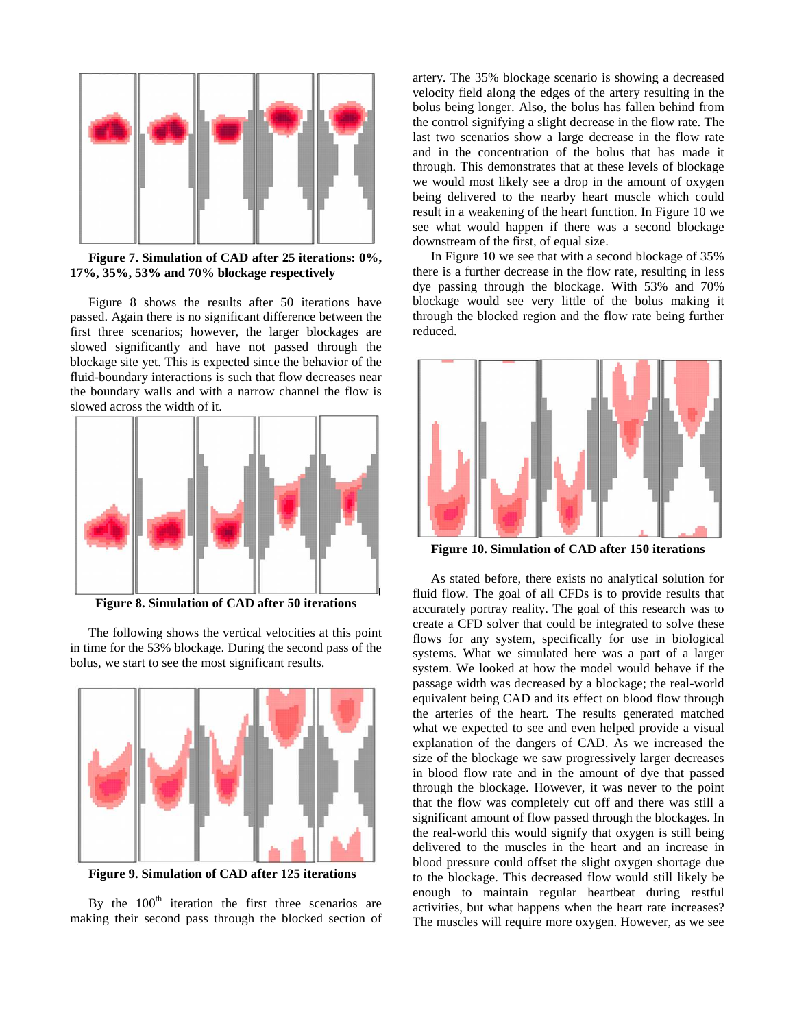**Figure 7. Simulation of CAD after 25 iterations: 0%, 17%, 35%, 53% and 70% blockage respectively**

Figure 8 shows the results after 50 iterations have passed. Again there is no significant difference between the first three scenarios; however, the larger blockages are slowed significantly and have not passed through the blockage site yet. This is expected since the behavior of the fluid-boundary interactions is such that flow decreases near the boundary walls and with a narrow channel the flow is slowed across the width of it.

**Figure 8. Simulation of CAD after 50 iterations**

The following shows the vertical velocities at this point in time for the 53% blockage. During the second pass of the bolus, we start to see the most significant results.

**Figure 9. Simulation of CAD after 125 iterations**

By the 100th iteration the first three scenarios are making their second pass through the blocked section of artery. The 35% blockage scenario is showing a decreased velocity field along the edges of the artery resulting in the bolus being longer. Also, the bolus has fallen behind from the control signifying a slight decrease in the flow rate. The last two scenarios show a large decrease in the flow rate and in the concentration of the bolus that has made it through. This demonstrates that at these levels of blockage we would most likely see a drop in the amount of oxygen being delivered to the nearby heart muscle which could result in a weakening of the heart function. In Figure 10 we see what would happen if there was a second blockage downstream of the first, of equal size.

In Figure 10 we see that with a second blockage of 35% there is a further decrease in the flow rate, resulting in less dye passing through the blockage. With 53% and 70% blockage would see very little of the bolus making it through the blocked region and the flow rate being further reduced.

**Figure 10. Simulation of CAD after 150 iterations**

As stated before, there exists no analytical solution for fluid flow. The goal of all CFDs is to provide results that accurately portray reality. The goal of this research was to create a CFD solver that could be integrated to solve these flows for any system, specifically for use in biological systems. What we simulated here was a part of a larger system. We looked at how the model would behave if the passage width was decreased by a blockage; the real-world equivalent being CAD and its effect on blood flow through the arteries of the heart. The results generated matched what we expected to see and even helped provide a visual explanation of the dangers of CAD. As we increased the size of the blockage we saw progressively larger decreases in blood flow rate and in the amount of dye that passed through the blockage. However, it was never to the point that the flow was completely cut off and there was still a significant amount of flow passed through the blockages. In the real-world this would signify that oxygen is still being delivered to the muscles in the heart and an increase in blood pressure could offset the slight oxygen shortage due to the blockage. This decreased flow would still likely be enough to maintain regular heartbeat during restful activities, but what happens when the heart rate increases? The muscles will require more oxygen. However, as we see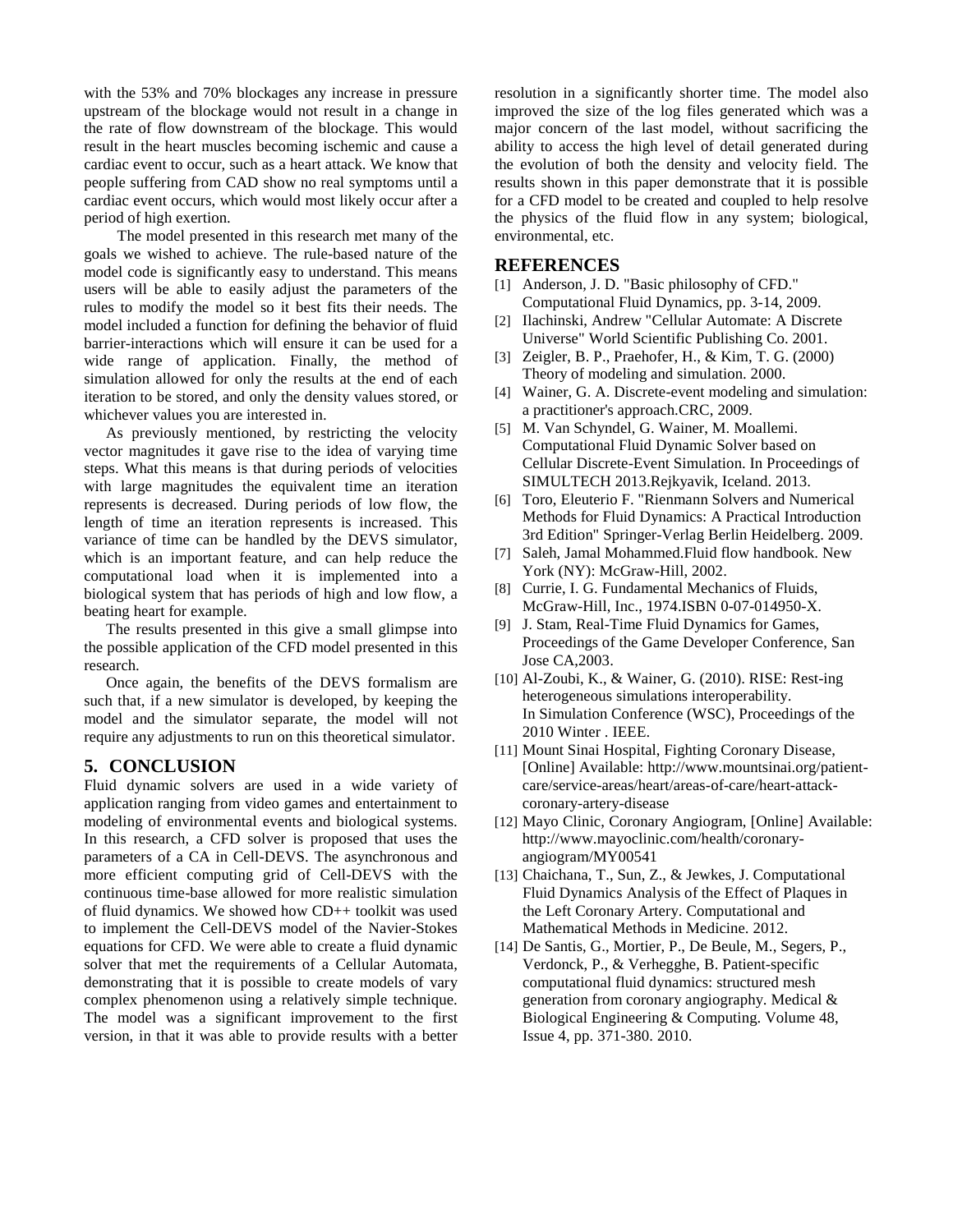with the 53% and 70% blockages any increase in pressure upstream of the blockage would not result in a change in the rate of flow downstream of the blockage. This would result in the heart muscles becoming ischemic and cause a cardiac event to occur, such as a heart attack. We know that people suffering from CAD show no real symptoms until a cardiac event occurs, which would most likely occur after a period of high exertion.

The model presented in this research met many of the goals we wished to achieve. The rule-based nature of the model code is significantly easy to understand. This means users will be able to easily adjust the parameters of the rules to modify the model so it best fits their needs. The model included a function for defining the behavior of fluid barrier-interactions which will ensure it can be used for a wide range of application. Finally, the method of simulation allowed for only the results at the end of each iteration to be stored, and only the density values stored, or whichever values you are interested in.

As previously mentioned, by restricting the velocity vector magnitudes it gave rise to the idea of varying time steps. What this means is that during periods of velocities with large magnitudes the equivalent time an iteration represents is decreased. During periods of low flow, the length of time an iteration represents is increased. This variance of time can be handled by the DEVS simulator, which is an important feature, and can help reduce the computational load when it is implemented into a biological system that has periods of high and low flow, a beating heart for example.

The results presented in this give a small glimpse into the possible application of the CFD model presented in this research.

Once again, the benefits of the DEVS formalism are such that, if a new simulator is developed, by keeping the model and the simulator separate, the model will not require any adjustments to run on this theoretical simulator.

## 5. CONCLUSION

Fluid dynamic solvers are used in a wide variety of application ranging from video games and entertainment to modeling of environmental events and biological systems. In this research, a CFD solver is proposed that uses the parameters of a CA in Cell-DEVS. The asynchronous and more efficient computing grid of Cell-DEVS with the continuous time-base allowed for more realistic simulation of fluid dynamics. We showed how CD++ toolkit was used to implement the Cell-DEVS model of the Navier-Stokes equations for CFD. We were able to create a fluid dynamic solver that met the requirements of a Cellular Automata, demonstrating that it is possible to create models of vary complex phenomenon using a relatively simple technique. The model was a significant improvement to the first version, in that it was able to provide results with a better resolution in a significantly shorter time. The model also improved the size of the log files generated which was a major concern of the last model, without sacrificing the ability to access the high level of detail generated during the evolution of both the density and velocity field. The results shown in this paper demonstrate that it is possible for a CFD model to be created and coupled to help resolve the physics of the fluid flow in any system; biological, environmental, etc.

## REFERENCES

[1] Anderson, J. D. "Basic philosophy of CFD." Computational Fluid Dynamics, pp. 3-14, 2009.

[2] Ilachinski, Andrew "Cellular Automate: A Discrete Universe" World Scientific Publishing Co. 2001.

[3] Zeigler, B. P., Praehofer, H., & Kim, T. G. (2000) Theory of modeling and simulation. 2000.

[4] Wainer, G. A. Discrete-event modeling and simulation: a practitioner's approach.CRC, 2009.

[5] M. Van Schyndel, G. Wainer, M. Moallemi. Computational Fluid Dynamic Solver based on Cellular Discrete-Event Simulation. In Proceedings of SIMULTECH 2013.Rejkyavik, Iceland. 2013.

[6] Toro, Eleuterio F. "Rienmann Solvers and Numerical Methods for Fluid Dynamics: A Practical Introduction 3rd Edition" Springer-Verlag Berlin Heidelberg. 2009.

[7] Saleh, Jamal Mohammed.Fluid flow handbook. New York (NY): McGraw-Hill, 2002.

[8] Currie, I. G. Fundamental Mechanics of Fluids, McGraw-Hill, Inc., 1974.ISBN 0-07-014950-X.

[9] J. Stam, Real-Time Fluid Dynamics for Games, Proceedings of the Game Developer Conference, San Jose CA,2003.

[10] Al-Zoubi, K., & Wainer, G. (2010). RISE: Rest-ing heterogeneous simulations interoperability. In Simulation Conference (WSC), Proceedings of the 2010 Winter . IEEE.

[11] Mount Sinai Hospital, Fighting Coronary Disease, [Online] Available: http://www.mountsinai.org/patient-care/service-areas/heart/areas-of-care/heart-attack-coronary-artery-disease

[12] Mayo Clinic, Coronary Angiogram, [Online] Available: http://www.mayoclinic.com/health/coronary-angiogram/MY00541

[13] Chaichana, T., Sun, Z., & Jewkes, J. Computational Fluid Dynamics Analysis of the Effect of Plaques in the Left Coronary Artery. Computational and Mathematical Methods in Medicine. 2012.

[14] De Santis, G., Mortier, P., De Beule, M., Segers, P., Verdonck, P., & Verhegghe, B. Patient-specific computational fluid dynamics: structured mesh generation from coronary angiography. Medical & Biological Engineering & Computing. Volume 48, Issue 4, pp. 371-380. 2010.